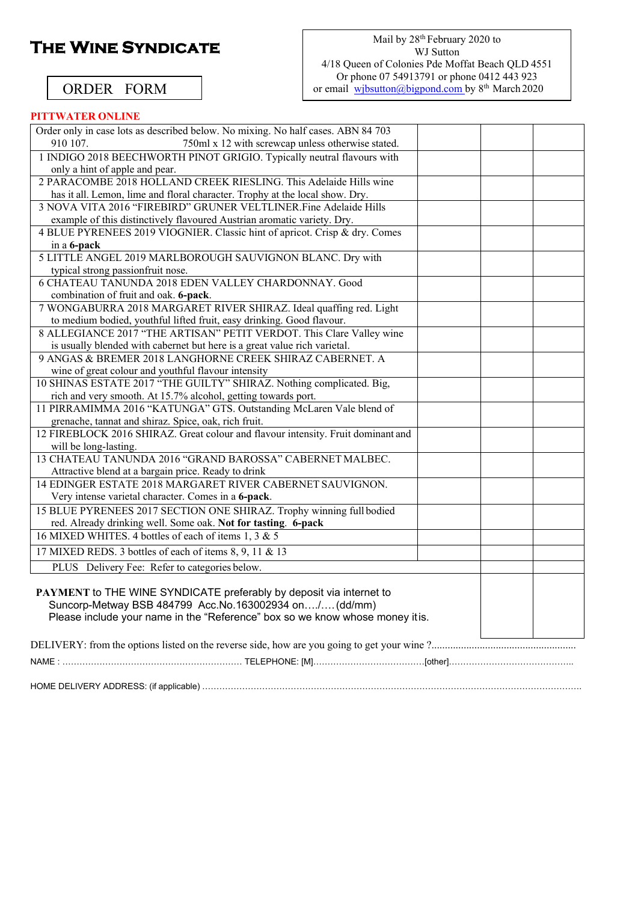# THE WINE SYNDICATE

ORDER FORM

Mail by 28th February 2020 to
WJ Sutton
4/18 Queen of Colonies Pde Moffat Beach QLD 4551
Or phone 07 54913791 or phone 0412 443 923
or email wjbsutton@bigpond.com by 8th March 2020

**PITTWATER ONLINE**

| Order only in case lots as described below. No mixing. No half cases. ABN 84 703 910 107. 750ml x 12 with screwcap unless otherwise stated. | | | |
|---|---|---|---|
| 1 INDIGO 2018 BEECHWORTH PINOT GRIGIO. Typically neutral flavours with only a hint of apple and pear. | | | |
| 2 PARACOMBE 2018 HOLLAND CREEK RIESLING. This Adelaide Hills wine has it all. Lemon, lime and floral character. Trophy at the local show. Dry. | | | |
| 3 NOVA VITA 2016 "FIREBIRD" GRUNER VELTLINER.Fine Adelaide Hills example of this distinctively flavoured Austrian aromatic variety. Dry. | | | |
| 4 BLUE PYRENEES 2019 VIOGNIER. Classic hint of apricot. Crisp & dry. Comes in a **6-pack** | | | |
| 5 LITTLE ANGEL 2019 MARLBOROUGH SAUVIGNON BLANC. Dry with typical strong passionfruit nose. | | | |
| 6 CHATEAU TANUNDA 2018 EDEN VALLEY CHARDONNAY. Good combination of fruit and oak. **6-pack**. | | | |
| 7 WONGABURRA 2018 MARGARET RIVER SHIRAZ. Ideal quaffing red. Light to medium bodied, youthful lifted fruit, easy drinking. Good flavour. | | | |
| 8 ALLEGIANCE 2017 "THE ARTISAN" PETIT VERDOT. This Clare Valley wine is usually blended with cabernet but here is a great value rich varietal. | | | |
| 9 ANGAS & BREMER 2018 LANGHORNE CREEK SHIRAZ CABERNET. A wine of great colour and youthful flavour intensity | | | |
| 10 SHINAS ESTATE 2017 "THE GUILTY" SHIRAZ. Nothing complicated. Big, rich and very smooth. At 15.7% alcohol, getting towards port. | | | |
| 11 PIRRAMIMMA 2016 "KATUNGA" GTS. Outstanding McLaren Vale blend of grenache, tannat and shiraz. Spice, oak, rich fruit. | | | |
| 12 FIREBLOCK 2016 SHIRAZ. Great colour and flavour intensity. Fruit dominant and will be long-lasting. | | | |
| 13 CHATEAU TANUNDA 2016 "GRAND BAROSSA" CABERNET MALBEC. Attractive blend at a bargain price. Ready to drink | | | |
| 14 EDINGER ESTATE 2018 MARGARET RIVER CABERNET SAUVIGNON. Very intense varietal character. Comes in a **6-pack**. | | | |
| 15 BLUE PYRENEES 2017 SECTION ONE SHIRAZ. Trophy winning full bodied red. Already drinking well. Some oak. **Not for tasting**. **6-pack** | | | |
| 16 MIXED WHITES. 4 bottles of each of items 1, 3 & 5 | | | |
| 17 MIXED REDS. 3 bottles of each of items 8, 9, 11 & 13 | | | |
| PLUS Delivery Fee: Refer to categories below. | | | |
| **PAYMENT** to THE WINE SYNDICATE preferably by deposit via internet to Suncorp-Metway BSB 484799 Acc.No.163002934 on…./….(dd/mm) Please include your name in the "Reference" box so we know whose money it is. | | | |

DELIVERY: from the options listed on the reverse side, how are you going to get your wine ?......................................................

NAME : …………………………………………………… TELEPHONE: [M]…………………………………[other]……………………………………..

HOME DELIVERY ADDRESS: (if applicable) ……………………………………………………………………………………………………………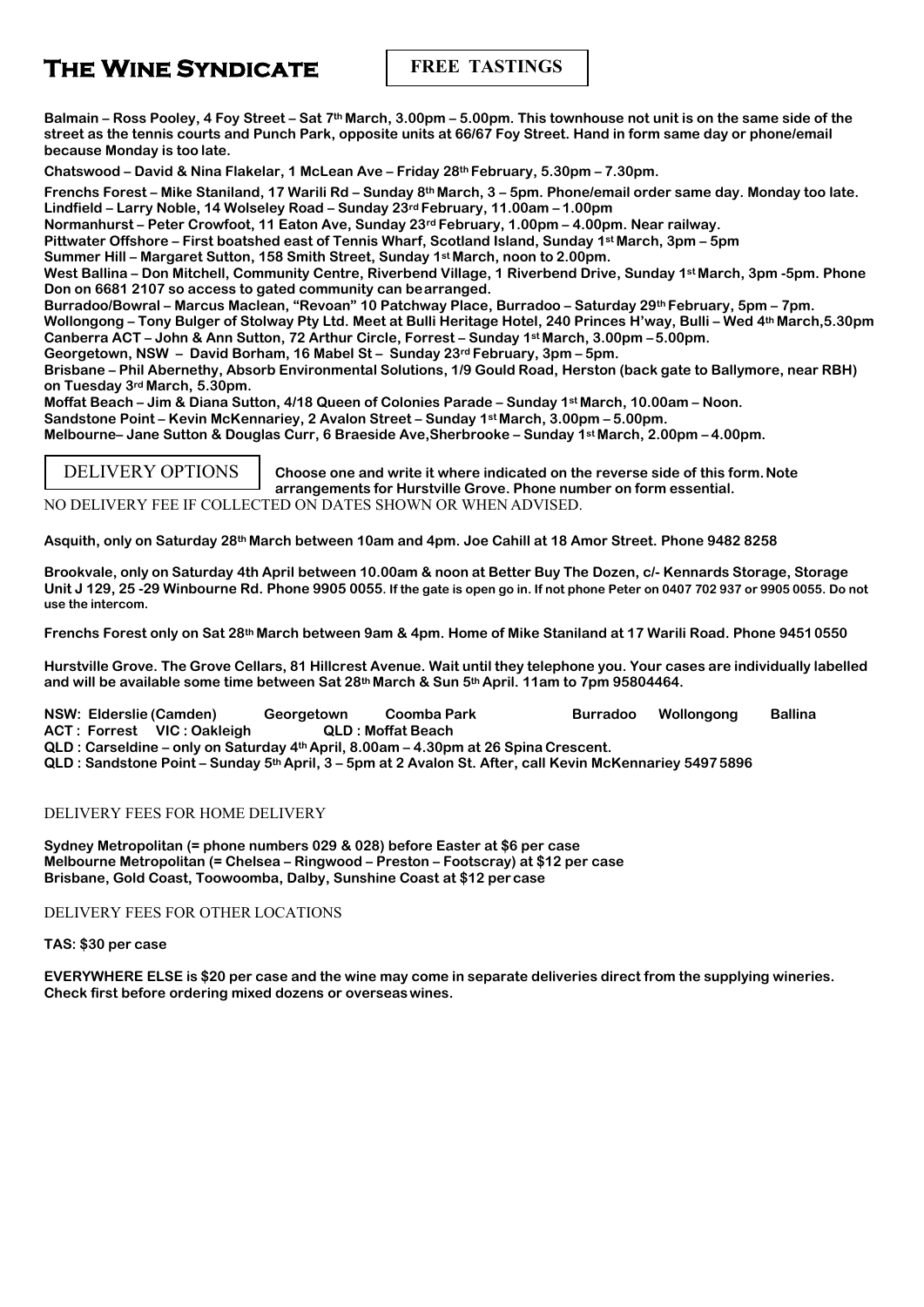# The Wine Syndicate

**FREE TASTINGS**

**Balmain – Ross Pooley, 4 Foy Street – Sat 7th March, 3.00pm – 5.00pm. This townhouse not unit is on the same side of the street as the tennis courts and Punch Park, opposite units at 66/67 Foy Street. Hand in form same day or phone/email because Monday is too late.**

**Chatswood – David & Nina Flakelar, 1 McLean Ave – Friday 28th February, 5.30pm – 7.30pm.**

**Frenchs Forest – Mike Staniland, 17 Warili Rd – Sunday 8th March, 3 – 5pm. Phone/email order same day. Monday too late.**
**Lindfield – Larry Noble, 14 Wolseley Road – Sunday 23rd February, 11.00am – 1.00pm**
**Normanhurst – Peter Crowfoot, 11 Eaton Ave, Sunday 23rd February, 1.00pm – 4.00pm. Near railway.**
**Pittwater Offshore – First boatshed east of Tennis Wharf, Scotland Island, Sunday 1st March, 3pm – 5pm**
**Summer Hill – Margaret Sutton, 158 Smith Street, Sunday 1st March, noon to 2.00pm.**
**West Ballina – Don Mitchell, Community Centre, Riverbend Village, 1 Riverbend Drive, Sunday 1st March, 3pm -5pm. Phone Don on 6681 2107 so access to gated community can be arranged.**
**Burradoo/Bowral – Marcus Maclean, "Revoan" 10 Patchway Place, Burradoo – Saturday 29th February, 5pm – 7pm.**
**Wollongong – Tony Bulger of Stolway Pty Ltd. Meet at Bulli Heritage Hotel, 240 Princes H'way, Bulli – Wed 4th March, 5.30pm**
**Canberra ACT – John & Ann Sutton, 72 Arthur Circle, Forrest – Sunday 1st March, 3.00pm – 5.00pm.**
**Georgetown, NSW – David Borham, 16 Mabel St – Sunday 23rd February, 3pm – 5pm.**
**Brisbane – Phil Abernethy, Absorb Environmental Solutions, 1/9 Gould Road, Herston (back gate to Ballymore, near RBH) on Tuesday 3rd March, 5.30pm.**
**Moffat Beach – Jim & Diana Sutton, 4/18 Queen of Colonies Parade – Sunday 1st March, 10.00am – Noon.**
**Sandstone Point – Kevin McKennariey, 2 Avalon Street – Sunday 1st March, 3.00pm – 5.00pm.**
**Melbourne– Jane Sutton & Douglas Curr, 6 Braeside Ave, Sherbrooke – Sunday 1st March, 2.00pm – 4.00pm.**

DELIVERY OPTIONS

**Choose one and write it where indicated on the reverse side of this form. Note arrangements for Hurstville Grove. Phone number on form essential.**

NO DELIVERY FEE IF COLLECTED ON DATES SHOWN OR WHEN ADVISED.

**Asquith, only on Saturday 28th March between 10am and 4pm. Joe Cahill at 18 Amor Street. Phone 9482 8258**

**Brookvale, only on Saturday 4th April between 10.00am & noon at Better Buy The Dozen, c/- Kennards Storage, Storage Unit J 129, 25 -29 Winbourne Rd. Phone 9905 0055. If the gate is open go in. If not phone Peter on 0407 702 937 or 9905 0055. Do not use the intercom.**

**Frenchs Forest only on Sat 28th March between 9am & 4pm. Home of Mike Staniland at 17 Warili Road. Phone 9451 0550**

**Hurstville Grove. The Grove Cellars, 81 Hillcrest Avenue. Wait until they telephone you. Your cases are individually labelled and will be available some time between Sat 28th March & Sun 5th April. 11am to 7pm 95804464.**

**NSW: Elderslie (Camden) Georgetown Coomba Park Burradoo Wollongong Ballina**
**ACT : Forrest VIC : Oakleigh QLD : Moffat Beach**
**QLD : Carseldine – only on Saturday 4th April, 8.00am – 4.30pm at 26 Spina Crescent.**
**QLD : Sandstone Point – Sunday 5th April, 3 – 5pm at 2 Avalon St. After, call Kevin McKennariey 5497 5896**

DELIVERY FEES FOR HOME DELIVERY

**Sydney Metropolitan (= phone numbers 029 & 028) before Easter at $6 per case**
**Melbourne Metropolitan (= Chelsea – Ringwood – Preston – Footscray) at $12 per case**
**Brisbane, Gold Coast, Toowoomba, Dalby, Sunshine Coast at $12 per case**

DELIVERY FEES FOR OTHER LOCATIONS

**TAS: $30 per case**

**EVERYWHERE ELSE is $20 per case and the wine may come in separate deliveries direct from the supplying wineries. Check first before ordering mixed dozens or overseas wines.**